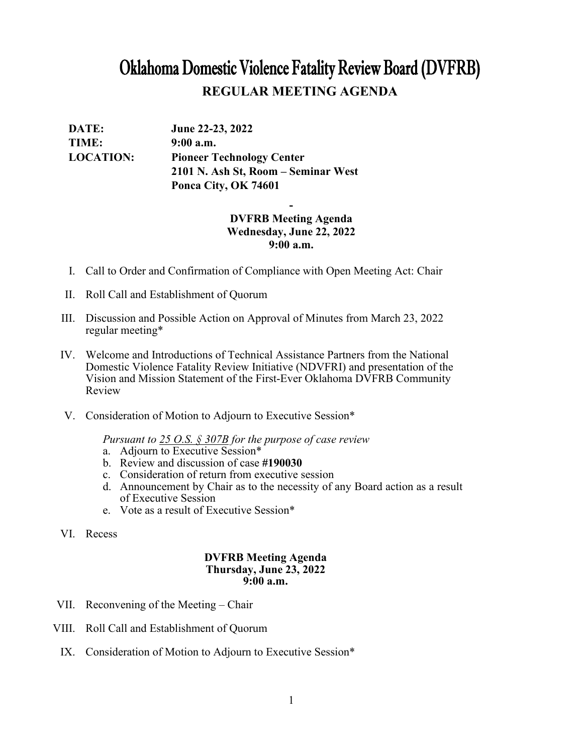# Oklahoma Domestic Violence Fatality Review Board (DVFRB)

## REGULAR MEETING AGENDA

**DATE:** **June 22-23, 2022**
**TIME:** **9:00 a.m.**
**LOCATION:** **Pioneer Technology Center**
**2101 N. Ash St, Room – Seminar West**
**Ponca City, OK 74601**

**-**

**DVFRB Meeting Agenda**
**Wednesday, June 22, 2022**
**9:00 a.m.**

I. Call to Order and Confirmation of Compliance with Open Meeting Act: Chair

II. Roll Call and Establishment of Quorum

III. Discussion and Possible Action on Approval of Minutes from March 23, 2022 regular meeting*

IV. Welcome and Introductions of Technical Assistance Partners from the National Domestic Violence Fatality Review Initiative (NDVFRI) and presentation of the Vision and Mission Statement of the First-Ever Oklahoma DVFRB Community Review

V. Consideration of Motion to Adjourn to Executive Session*

*Pursuant to 25 O.S. § 307B for the purpose of case review*

a. Adjourn to Executive Session*
b. Review and discussion of case **#190030**
c. Consideration of return from executive session
d. Announcement by Chair as to the necessity of any Board action as a result of Executive Session
e. Vote as a result of Executive Session*

VI. Recess

**DVFRB Meeting Agenda**
**Thursday, June 23, 2022**
**9:00 a.m.**

VII. Reconvening of the Meeting – Chair

VIII. Roll Call and Establishment of Quorum

IX. Consideration of Motion to Adjourn to Executive Session*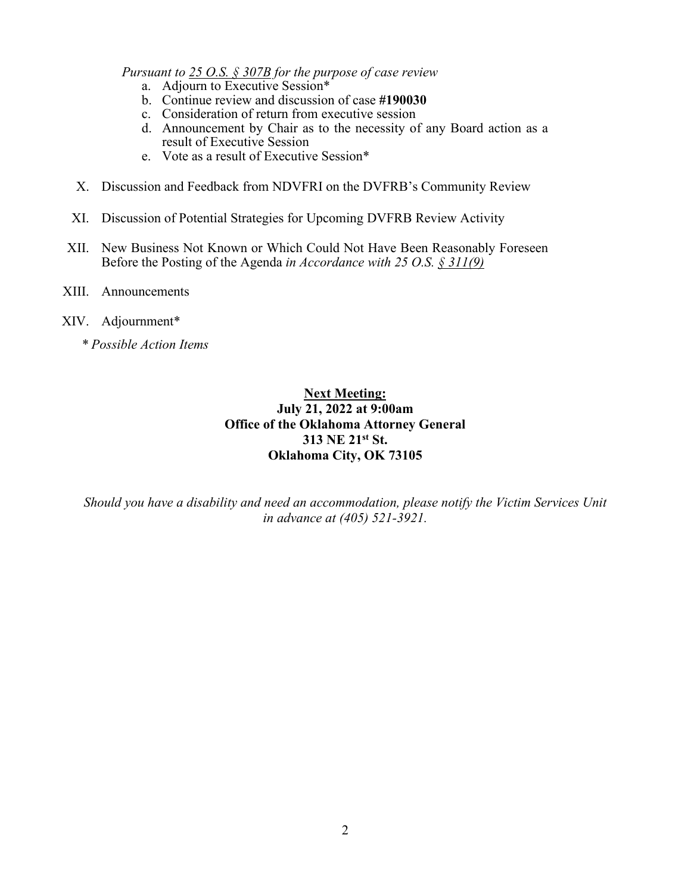*Pursuant to 25 O.S. § 307B for the purpose of case review*

a. Adjourn to Executive Session*
b. Continue review and discussion of case **#190030**
c. Consideration of return from executive session
d. Announcement by Chair as to the necessity of any Board action as a result of Executive Session
e. Vote as a result of Executive Session*

X. Discussion and Feedback from NDVFRI on the DVFRB's Community Review

XI. Discussion of Potential Strategies for Upcoming DVFRB Review Activity

XII. New Business Not Known or Which Could Not Have Been Reasonably Foreseen Before the Posting of the Agenda *in Accordance with 25 O.S. § 311(9)*

XIII. Announcements

XIV. Adjournment*

*\* Possible Action Items*

**Next Meeting:**
**July 21, 2022 at 9:00am**
**Office of the Oklahoma Attorney General**
**313 NE 21st St.**
**Oklahoma City, OK 73105**

*Should you have a disability and need an accommodation, please notify the Victim Services Unit in advance at (405) 521-3921.*